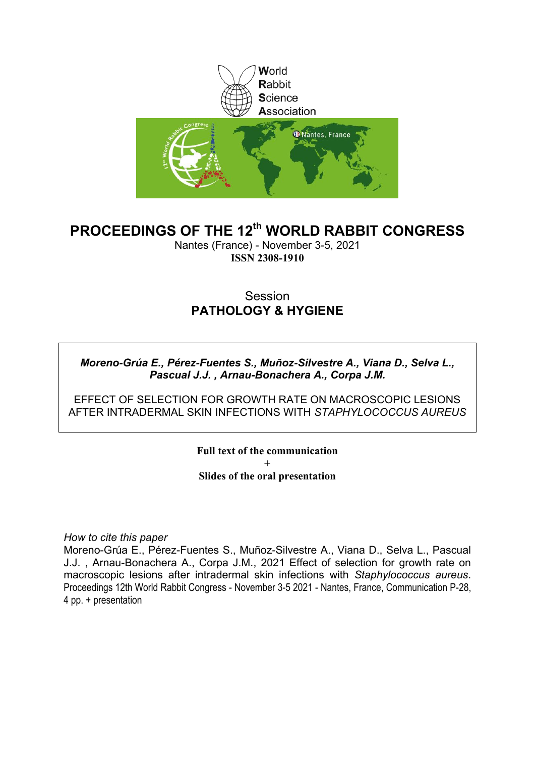World
Rabbit
Science
Association

# PROCEEDINGS OF THE 12th WORLD RABBIT CONGRESS

Nantes (France) - November 3-5, 2021

**ISSN 2308-1910**

## Session
## PATHOLOGY & HYGIENE

***Moreno-Grúa E., Pérez-Fuentes S., Muñoz-Silvestre A., Viana D., Selva L., Pascual J.J. , Arnau-Bonachera A., Corpa J.M.***

EFFECT OF SELECTION FOR GROWTH RATE ON MACROSCOPIC LESIONS AFTER INTRADERMAL SKIN INFECTIONS WITH *STAPHYLOCOCCUS AUREUS*

**Full text of the communication**
**+**
**Slides of the oral presentation**

*How to cite this paper*
Moreno-Grúa E., Pérez-Fuentes S., Muñoz-Silvestre A., Viana D., Selva L., Pascual J.J. , Arnau-Bonachera A., Corpa J.M., 2021 Effect of selection for growth rate on macroscopic lesions after intradermal skin infections with *Staphylococcus aureus*. Proceedings 12th World Rabbit Congress - November 3-5 2021 - Nantes, France, Communication P-28, 4 pp. + presentation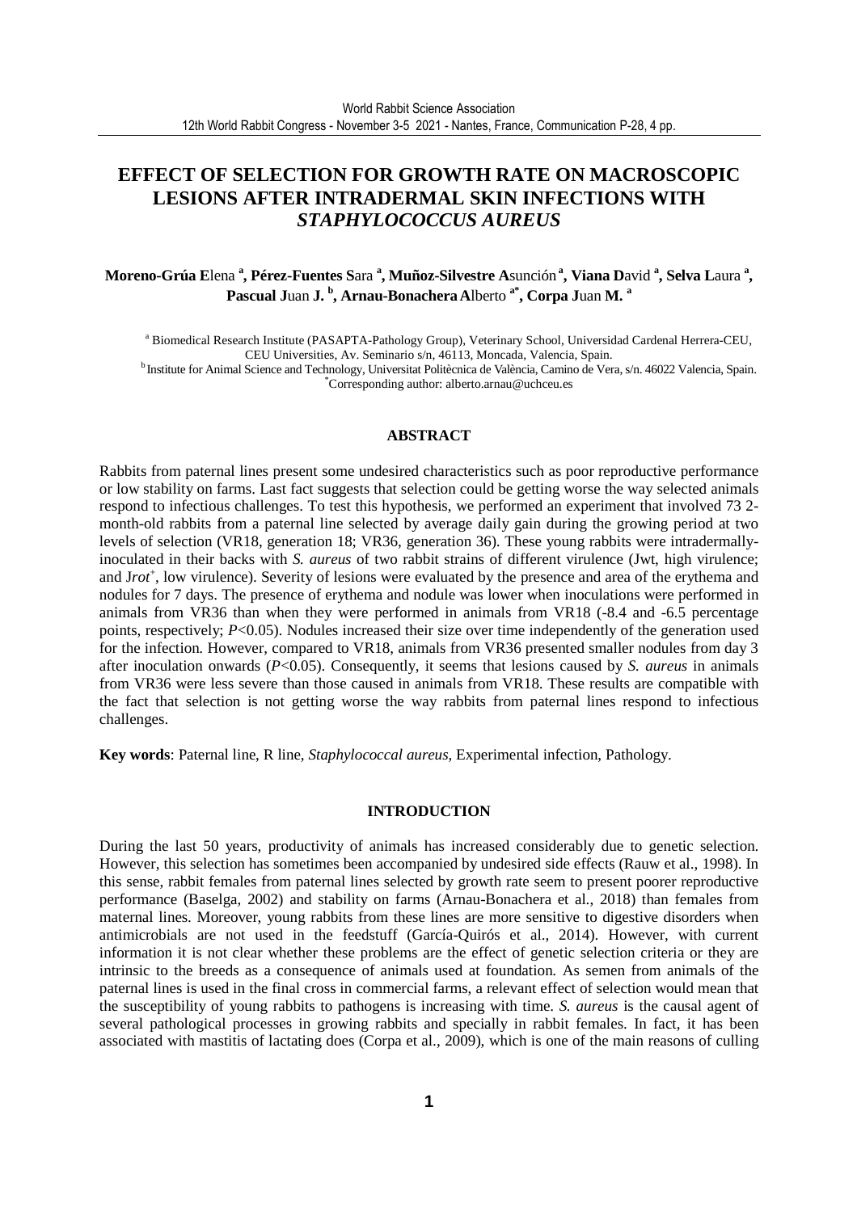# EFFECT OF SELECTION FOR GROWTH RATE ON MACROSCOPIC LESIONS AFTER INTRADERMAL SKIN INFECTIONS WITH *STAPHYLOCOCCUS AUREUS*

**Moreno-Grúa E**lena [a], **Pérez-Fuentes S**ara [a], **Muñoz-Silvestre A**sunción [a], **Viana D**avid [a], **Selva L**aura [a], **Pascual J**uan **J.** [b], **Arnau-Bonachera A**lberto [a*], **Corpa J**uan **M.** [a]

[a] Biomedical Research Institute (PASAPTA-Pathology Group), Veterinary School, Universidad Cardenal Herrera-CEU, CEU Universities, Av. Seminario s/n, 46113, Moncada, Valencia, Spain.
[b] Institute for Animal Science and Technology, Universitat Politècnica de València, Camino de Vera, s/n. 46022 Valencia, Spain.
[*] Corresponding author: alberto.arnau@uchceu.es

## ABSTRACT

Rabbits from paternal lines present some undesired characteristics such as poor reproductive performance or low stability on farms. Last fact suggests that selection could be getting worse the way selected animals respond to infectious challenges. To test this hypothesis, we performed an experiment that involved 73 2-month-old rabbits from a paternal line selected by average daily gain during the growing period at two levels of selection (VR18, generation 18; VR36, generation 36). These young rabbits were intradermally-inoculated in their backs with *S. aureus* of two rabbit strains of different virulence (Jwt, high virulence; and J*rot*[+], low virulence). Severity of lesions were evaluated by the presence and area of the erythema and nodules for 7 days. The presence of erythema and nodule was lower when inoculations were performed in animals from VR36 than when they were performed in animals from VR18 (-8.4 and -6.5 percentage points, respectively; $P<0.05$). Nodules increased their size over time independently of the generation used for the infection. However, compared to VR18, animals from VR36 presented smaller nodules from day 3 after inoculation onwards ($P<0.05$). Consequently, it seems that lesions caused by *S. aureus* in animals from VR36 were less severe than those caused in animals from VR18. These results are compatible with the fact that selection is not getting worse the way rabbits from paternal lines respond to infectious challenges.

**Key words**: Paternal line, R line, *Staphylococcal aureus*, Experimental infection, Pathology.

## INTRODUCTION

During the last 50 years, productivity of animals has increased considerably due to genetic selection. However, this selection has sometimes been accompanied by undesired side effects (Rauw et al., 1998). In this sense, rabbit females from paternal lines selected by growth rate seem to present poorer reproductive performance (Baselga, 2002) and stability on farms (Arnau-Bonachera et al., 2018) than females from maternal lines. Moreover, young rabbits from these lines are more sensitive to digestive disorders when antimicrobials are not used in the feedstuff (García-Quirós et al., 2014). However, with current information it is not clear whether these problems are the effect of genetic selection criteria or they are intrinsic to the breeds as a consequence of animals used at foundation. As semen from animals of the paternal lines is used in the final cross in commercial farms, a relevant effect of selection would mean that the susceptibility of young rabbits to pathogens is increasing with time. *S. aureus* is the causal agent of several pathological processes in growing rabbits and specially in rabbit females. In fact, it has been associated with mastitis of lactating does (Corpa et al., 2009), which is one of the main reasons of culling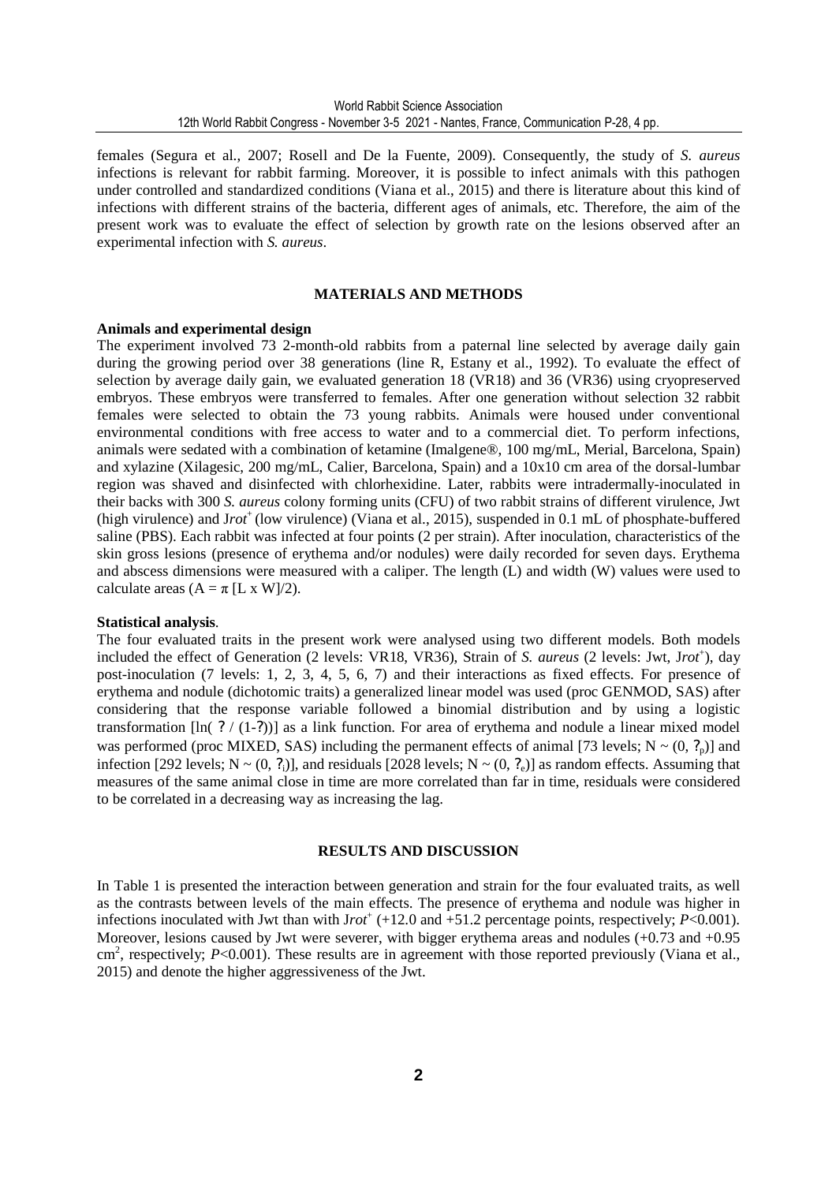females (Segura et al., 2007; Rosell and De la Fuente, 2009). Consequently, the study of *S. aureus* infections is relevant for rabbit farming. Moreover, it is possible to infect animals with this pathogen under controlled and standardized conditions (Viana et al., 2015) and there is literature about this kind of infections with different strains of the bacteria, different ages of animals, etc. Therefore, the aim of the present work was to evaluate the effect of selection by growth rate on the lesions observed after an experimental infection with *S. aureus*.

## MATERIALS AND METHODS

### Animals and experimental design

The experiment involved 73 2-month-old rabbits from a paternal line selected by average daily gain during the growing period over 38 generations (line R, Estany et al., 1992). To evaluate the effect of selection by average daily gain, we evaluated generation 18 (VR18) and 36 (VR36) using cryopreserved embryos. These embryos were transferred to females. After one generation without selection 32 rabbit females were selected to obtain the 73 young rabbits. Animals were housed under conventional environmental conditions with free access to water and to a commercial diet. To perform infections, animals were sedated with a combination of ketamine (Imalgene®, 100 mg/mL, Merial, Barcelona, Spain) and xylazine (Xilagesic, 200 mg/mL, Calier, Barcelona, Spain) and a 10x10 cm area of the dorsal-lumbar region was shaved and disinfected with chlorhexidine. Later, rabbits were intradermally-inoculated in their backs with 300 *S. aureus* colony forming units (CFU) of two rabbit strains of different virulence, Jwt (high virulence) and J*rot*$^+$ (low virulence) (Viana et al., 2015), suspended in 0.1 mL of phosphate-buffered saline (PBS). Each rabbit was infected at four points (2 per strain). After inoculation, characteristics of the skin gross lesions (presence of erythema and/or nodules) were daily recorded for seven days. Erythema and abscess dimensions were measured with a caliper. The length (L) and width (W) values were used to calculate areas ($A = \pi\,[L \times W]/2$).

### Statistical analysis.

The four evaluated traits in the present work were analysed using two different models. Both models included the effect of Generation (2 levels: VR18, VR36), Strain of *S. aureus* (2 levels: Jwt, J*rot*$^+$), day post-inoculation (7 levels: 1, 2, 3, 4, 5, 6, 7) and their interactions as fixed effects. For presence of erythema and nodule (dichotomic traits) a generalized linear model was used (proc GENMOD, SAS) after considering that the response variable followed a binomial distribution and by using a logistic transformation [ln( ? / (1-?))] as a link function. For area of erythema and nodule a linear mixed model was performed (proc MIXED, SAS) including the permanent effects of animal [73 levels; N ~ (0, $?_p$)] and infection [292 levels; N ~ (0, $?_i$)], and residuals [2028 levels; N ~ (0, $?_e$)] as random effects. Assuming that measures of the same animal close in time are more correlated than far in time, residuals were considered to be correlated in a decreasing way as increasing the lag.

## RESULTS AND DISCUSSION

In Table 1 is presented the interaction between generation and strain for the four evaluated traits, as well as the contrasts between levels of the main effects. The presence of erythema and nodule was higher in infections inoculated with Jwt than with J*rot*$^+$ (+12.0 and +51.2 percentage points, respectively; $P<0.001$). Moreover, lesions caused by Jwt were severer, with bigger erythema areas and nodules (+0.73 and +0.95 cm$^2$, respectively; $P<0.001$). These results are in agreement with those reported previously (Viana et al., 2015) and denote the higher aggressiveness of the Jwt.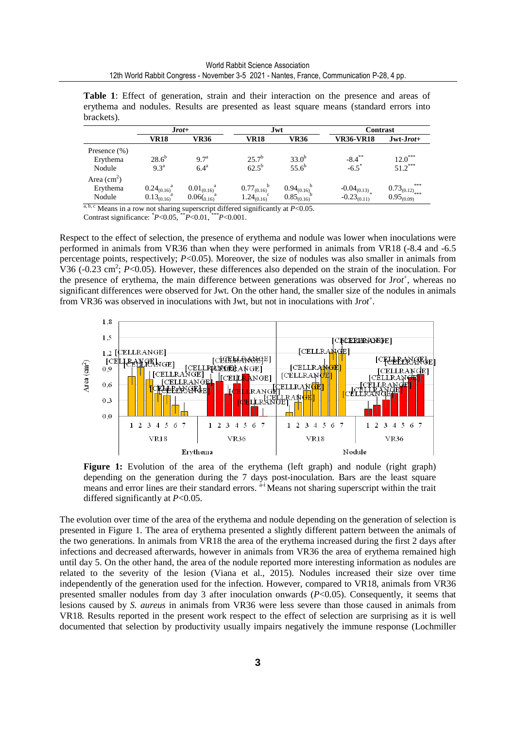**Table 1**: Effect of generation, strain and their interaction on the presence and areas of erythema and nodules. Results are presented as least square means (standard errors into brackets).

| | *Jrot*+ | | Jwt | | Contrast | |
|---|---|---|---|---|---|---|
| | **VR18** | **VR36** | **VR18** | **VR36** | **VR36-VR18** | **Jwt-*Jrot*+** |
| Presence (%) | | | | | | |
| Erythema | $28.6^{b}$ | $9.7^{a}$ | $25.7^{b}$ | $33.0^{b}$ | $-8.4^{**}$ | $12.0^{***}$ |
| Nodule | $9.3^{a}$ | $6.4^{a}$ | $62.5^{b}$ | $55.6^{b}$ | $-6.5^{*}$ | $51.2^{***}$ |
| Area (cm$^2$) | | | | | | |
| Erythema | $0.24_{(0.16)}^{a}$ | $0.01_{(0.16)}^{a}$ | $0.77_{(0.16)}^{b}$ | $0.94_{(0.16)}^{b}$ | $-0.04_{(0.13)}$ | $0.73_{(0.12)}^{***}$ |
| Nodule | $0.13_{(0.16)}^{a}$ | $0.06_{(0.16)}^{a}$ | $1.24_{(0.16)}^{c}$ | $0.85_{(0.16)}^{b}$ | $-0.23_{(0.11)}^{*}$ | $0.95_{(0.09)}^{***}$ |

a, b, c Means in a row not sharing superscript differed significantly at $P$<0.05.
Contrast significance: $^{*}P$<0.05, $^{**}P$<0.01, $^{***}P$<0.001.

Respect to the effect of selection, the presence of erythema and nodule was lower when inoculations were performed in animals from VR36 than when they were performed in animals from VR18 (-8.4 and -6.5 percentage points, respectively; $P$<0.05). Moreover, the size of nodules was also smaller in animals from V36 (-0.23 cm$^2$; $P$<0.05). However, these differences also depended on the strain of the inoculation. For the presence of erythema, the main difference between generations was observed for J*rot*$^+$, whereas no significant differences were observed for Jwt. On the other hand, the smaller size of the nodules in animals from VR36 was observed in inoculations with Jwt, but not in inoculations with J*rot*$^+$.

1.8
1.5
1.2
0.9
0.6
0.3
0.0
Area (cm$^2$)
1 2 3 4 5 6 7
VR18
1 2 3 4 5 6 7
VR36
Erythema
1 2 3 4 5 6 7
VR18
1 2 3 4 5 6 7
VR36
Nodule

**Figure 1:** Evolution of the area of the erythema (left graph) and nodule (right graph) depending on the generation during the 7 days post-inoculation. Bars are the least square means and error lines are their standard errors. a-i Means not sharing superscript within the trait differed significantly at $P$<0.05.

The evolution over time of the area of the erythema and nodule depending on the generation of selection is presented in Figure 1. The area of erythema presented a slightly different pattern between the animals of the two generations. In animals from VR18 the area of the erythema increased during the first 2 days after infections and decreased afterwards, however in animals from VR36 the area of erythema remained high until day 5. On the other hand, the area of the nodule reported more interesting information as nodules are related to the severity of the lesion (Viana et al., 2015). Nodules increased their size over time independently of the generation used for the infection. However, compared to VR18, animals from VR36 presented smaller nodules from day 3 after inoculation onwards ($P$<0.05). Consequently, it seems that lesions caused by *S. aureus* in animals from VR36 were less severe than those caused in animals from VR18. Results reported in the present work respect to the effect of selection are surprising as it is well documented that selection by productivity usually impairs negatively the immune response (Lochmiller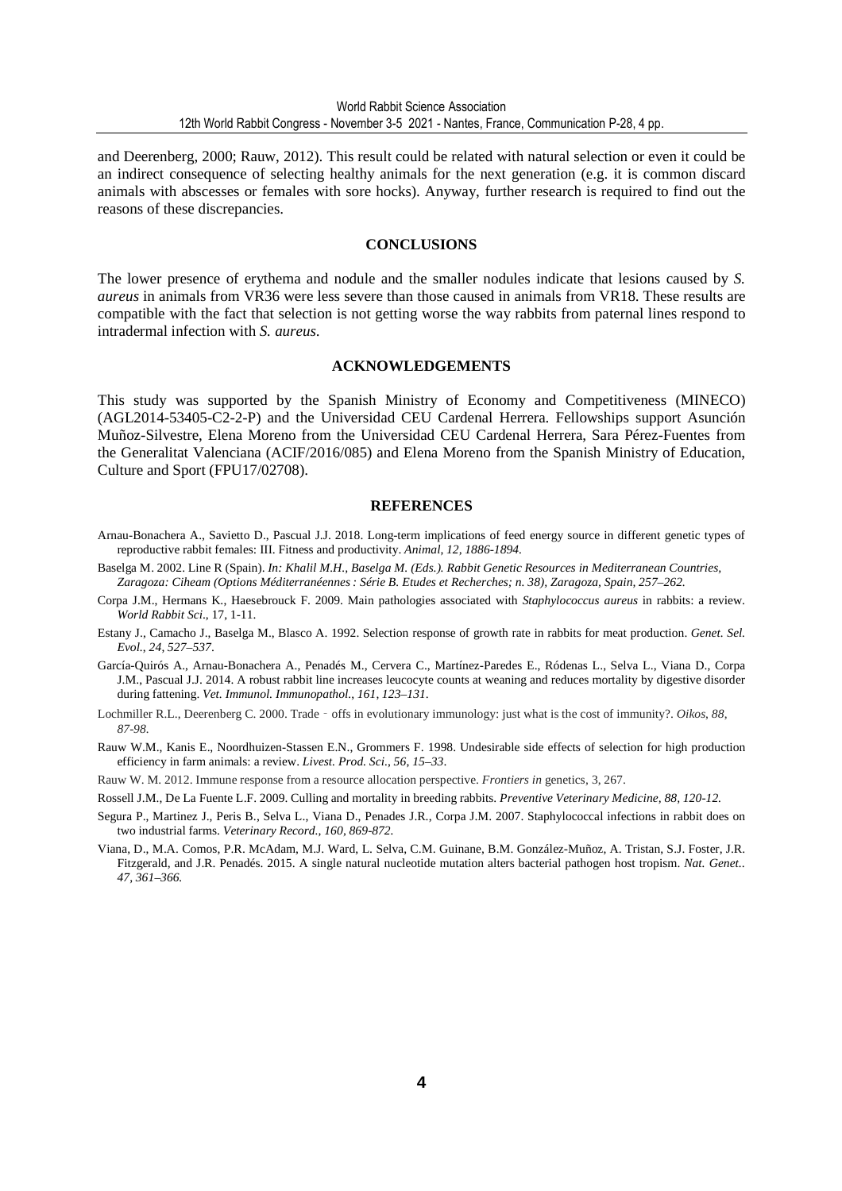and Deerenberg, 2000; Rauw, 2012). This result could be related with natural selection or even it could be an indirect consequence of selecting healthy animals for the next generation (e.g. it is common discard animals with abscesses or females with sore hocks). Anyway, further research is required to find out the reasons of these discrepancies.

## CONCLUSIONS

The lower presence of erythema and nodule and the smaller nodules indicate that lesions caused by *S. aureus* in animals from VR36 were less severe than those caused in animals from VR18. These results are compatible with the fact that selection is not getting worse the way rabbits from paternal lines respond to intradermal infection with *S. aureus*.

## ACKNOWLEDGEMENTS

This study was supported by the Spanish Ministry of Economy and Competitiveness (MINECO) (AGL2014-53405-C2-2-P) and the Universidad CEU Cardenal Herrera. Fellowships support Asunción Muñoz-Silvestre, Elena Moreno from the Universidad CEU Cardenal Herrera, Sara Pérez-Fuentes from the Generalitat Valenciana (ACIF/2016/085) and Elena Moreno from the Spanish Ministry of Education, Culture and Sport (FPU17/02708).

## REFERENCES

Arnau-Bonachera A., Savietto D., Pascual J.J. 2018. Long-term implications of feed energy source in different genetic types of reproductive rabbit females: III. Fitness and productivity. *Animal, 12, 1886-1894.*

Baselga M. 2002. Line R (Spain). *In: Khalil M.H., Baselga M. (Eds.). Rabbit Genetic Resources in Mediterranean Countries, Zaragoza: Ciheam (Options Méditerranéennes : Série B. Etudes et Recherches; n. 38), Zaragoza, Spain, 257–262.*

Corpa J.M., Hermans K., Haesebrouck F. 2009. Main pathologies associated with *Staphylococcus aureus* in rabbits: a review. *World Rabbit Sci*., 17, 1-11.

Estany J., Camacho J., Baselga M., Blasco A. 1992. Selection response of growth rate in rabbits for meat production. *Genet. Sel. Evol., 24, 527–537.*

García-Quirós A., Arnau-Bonachera A., Penadés M., Cervera C., Martínez-Paredes E., Ródenas L., Selva L., Viana D., Corpa J.M., Pascual J.J. 2014. A robust rabbit line increases leucocyte counts at weaning and reduces mortality by digestive disorder during fattening. *Vet. Immunol. Immunopathol., 161, 123–131.*

Lochmiller R.L., Deerenberg C. 2000. Trade‐offs in evolutionary immunology: just what is the cost of immunity?. *Oikos, 88, 87-98.*

Rauw W.M., Kanis E., Noordhuizen-Stassen E.N., Grommers F. 1998. Undesirable side effects of selection for high production efficiency in farm animals: a review. *Livest. Prod. Sci., 56, 15–33.*

Rauw W. M. 2012. Immune response from a resource allocation perspective. *Frontiers in* genetics, 3, 267.

Rossell J.M., De La Fuente L.F. 2009. Culling and mortality in breeding rabbits. *Preventive Veterinary Medicine, 88, 120-12.*

Segura P., Martinez J., Peris B., Selva L., Viana D., Penades J.R., Corpa J.M. 2007. Staphylococcal infections in rabbit does on two industrial farms. *Veterinary Record., 160, 869-872.*

Viana, D., M.A. Comos, P.R. McAdam, M.J. Ward, L. Selva, C.M. Guinane, B.M. González-Muñoz, A. Tristan, S.J. Foster, J.R. Fitzgerald, and J.R. Penadés. 2015. A single natural nucleotide mutation alters bacterial pathogen host tropism. *Nat. Genet.. 47, 361–366.*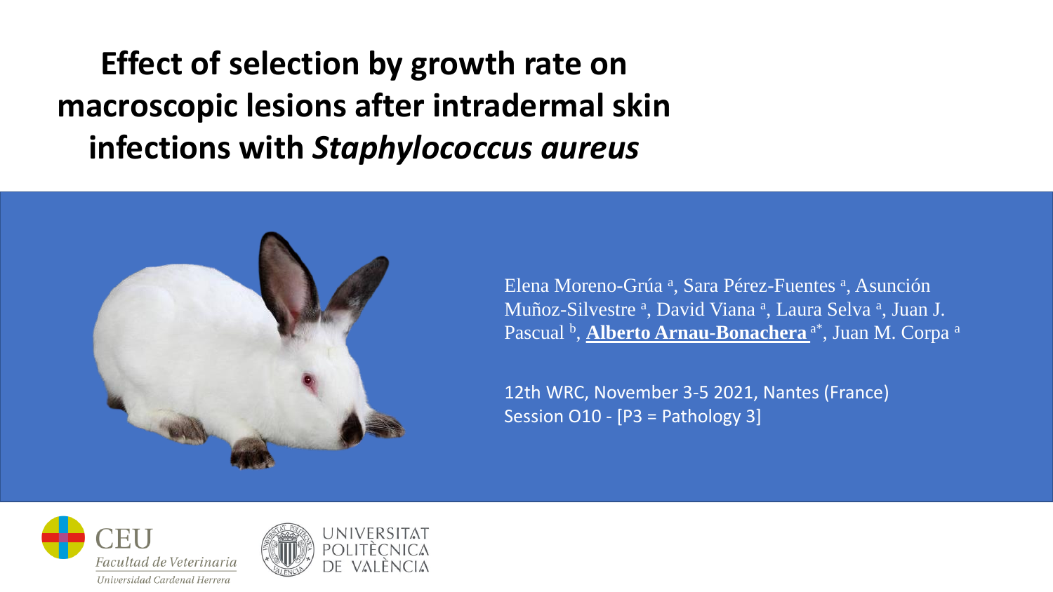# Effect of selection by growth rate on macroscopic lesions after intradermal skin infections with *Staphylococcus aureus*

Elena Moreno-Grúa [a], Sara Pérez-Fuentes [a], Asunción Muñoz-Silvestre [a], David Viana [a], Laura Selva [a], Juan J. Pascual [b], **Alberto Arnau-Bonachera** [a*], Juan M. Corpa [a]

12th WRC, November 3-5 2021, Nantes (France)
Session O10 - [P3 = Pathology 3]

CEU
*Facultad de Veterinaria*
Universidad Cardenal Herrera

UNIVERSITAT POLITÈCNICA DE VALÈNCIA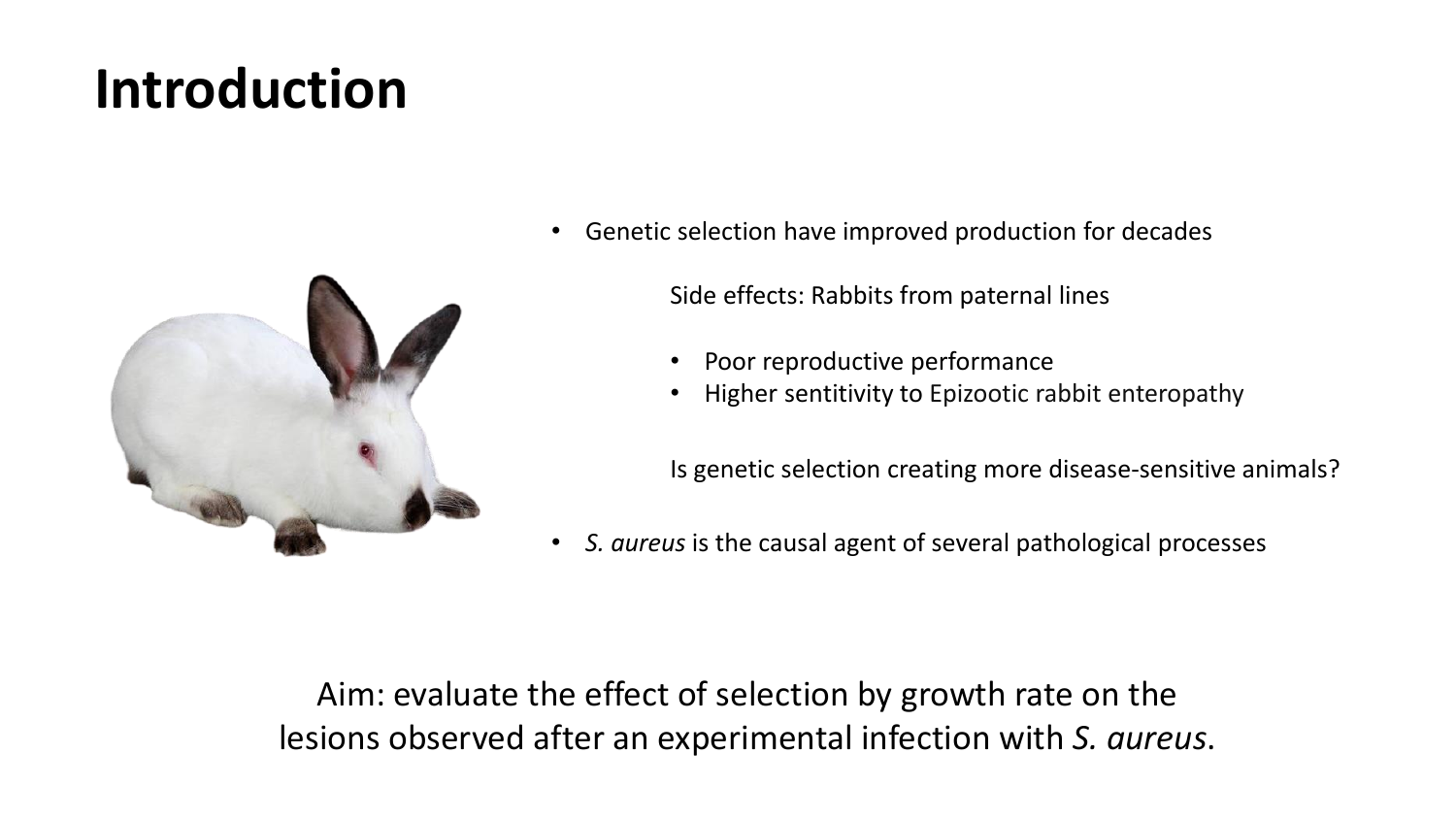# Introduction

- Genetic selection have improved production for decades

  Side effects: Rabbits from paternal lines

  - Poor reproductive performance
  - Higher sentitivity to Epizootic rabbit enteropathy

  Is genetic selection creating more disease-sensitive animals?

- *S. aureus* is the causal agent of several pathological processes

Aim: evaluate the effect of selection by growth rate on the lesions observed after an experimental infection with *S. aureus*.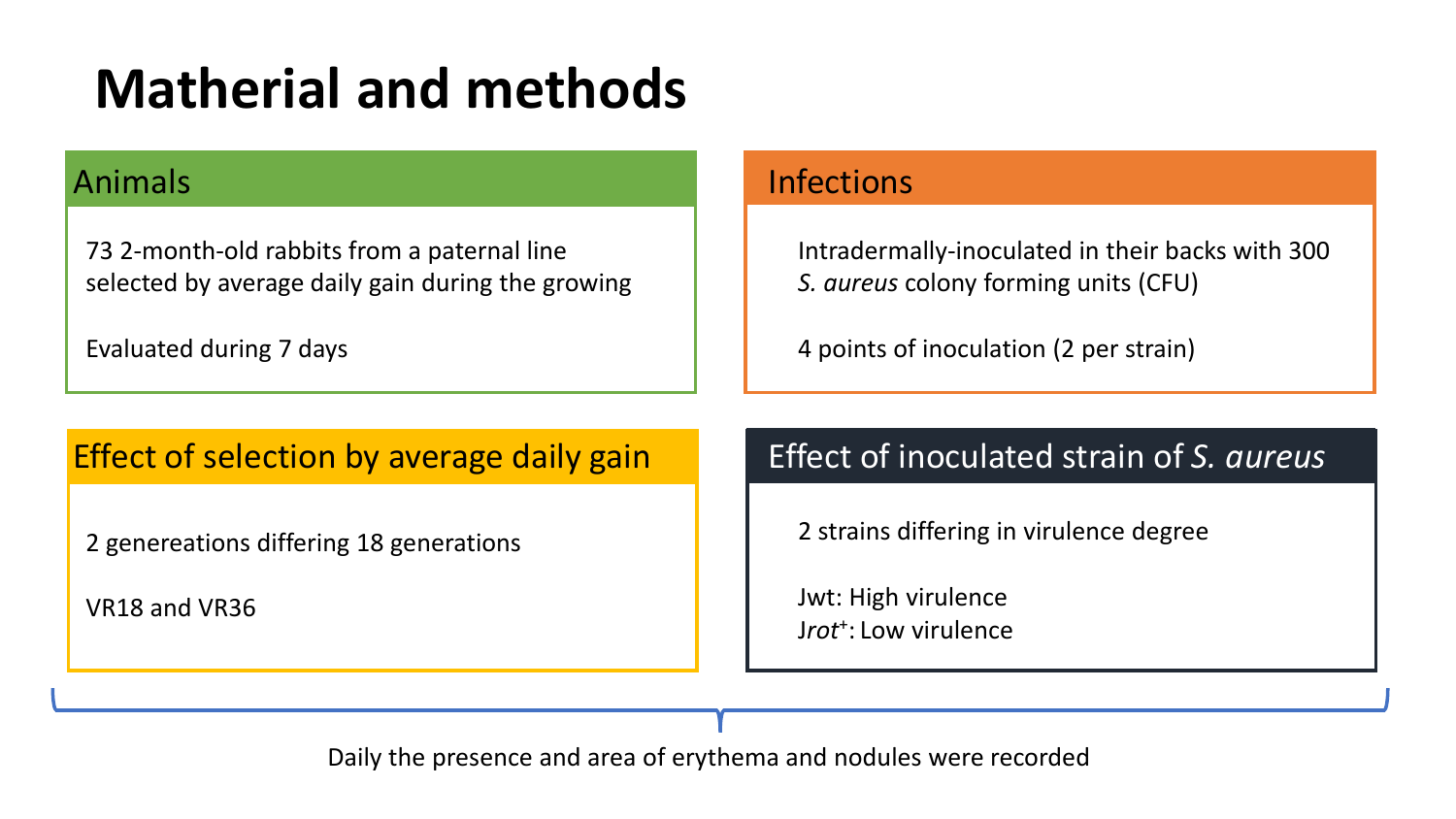# Matherial and methods

## Animals

73 2-month-old rabbits from a paternal line selected by average daily gain during the growing

Evaluated during 7 days

## Infections

Intradermally-inoculated in their backs with 300 *S. aureus* colony forming units (CFU)

4 points of inoculation (2 per strain)

## Effect of selection by average daily gain

2 genereations differing 18 generations

VR18 and VR36

## Effect of inoculated strain of *S. aureus*

2 strains differing in virulence degree

Jwt: High virulence
J*rot*$^{+}$: Low virulence

Daily the presence and area of erythema and nodules were recorded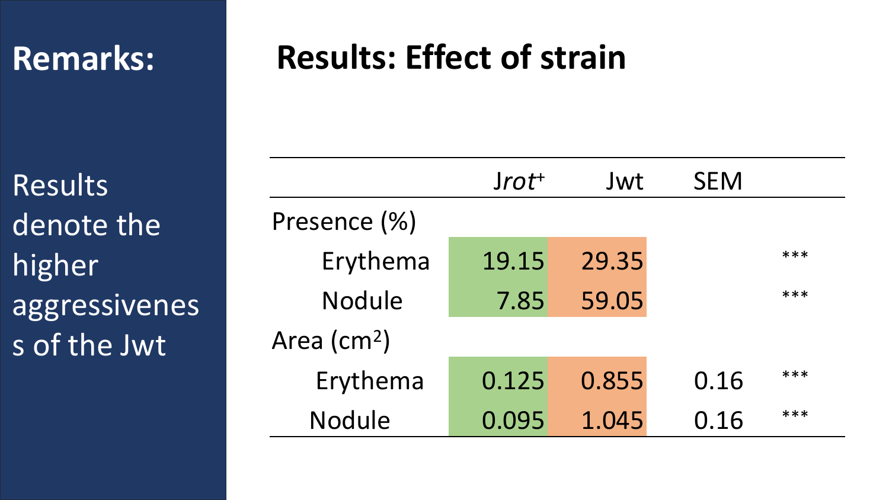## Remarks:

Results denote the higher aggressiveness of the Jwt

# Results: Effect of strain

| | *Jrot*[+] | Jwt | SEM | |
|---|---|---|---|---|
| Presence (%) | | | | |
| Erythema | 19.15 | 29.35 | | *** |
| Nodule | 7.85 | 59.05 | | *** |
| Area ($cm^2$) | | | | |
| Erythema | 0.125 | 0.855 | 0.16 | *** |
| Nodule | 0.095 | 1.045 | 0.16 | *** |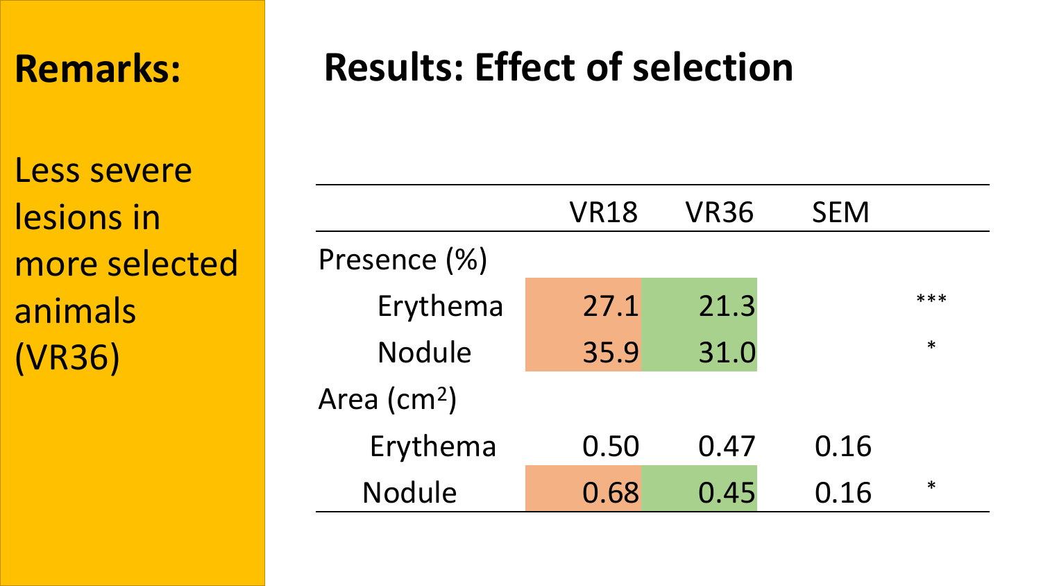## Remarks:

Less severe lesions in more selected animals (VR36)

# Results: Effect of selection

| | VR18 | VR36 | SEM | |
|---|---|---|---|---|
| Presence (%) | | | | |
| Erythema | 27.1 | 21.3 | | *** |
| Nodule | 35.9 | 31.0 | | * |
| Area ($cm^2$) | | | | |
| Erythema | 0.50 | 0.47 | 0.16 | |
| Nodule | 0.68 | 0.45 | 0.16 | * |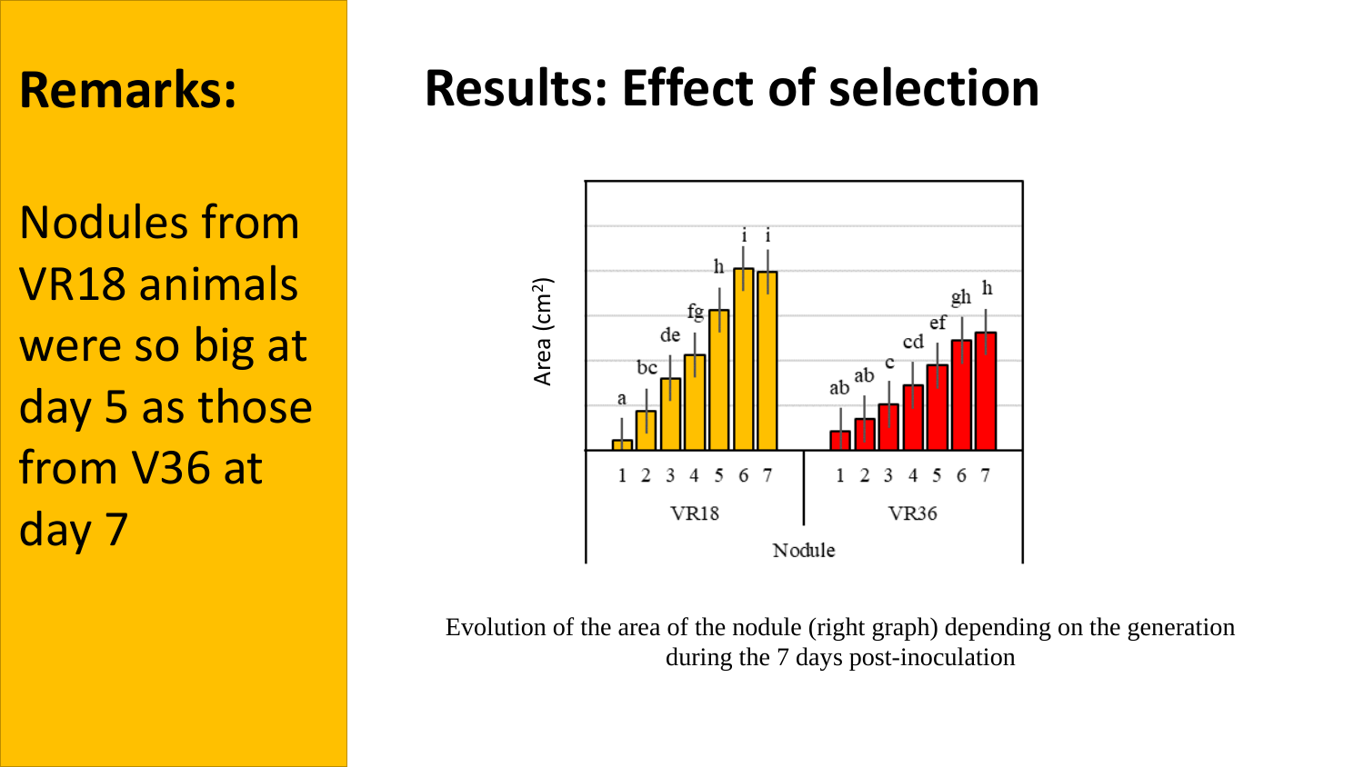## Remarks:

Nodules from VR18 animals were so big at day 5 as those from V36 at day 7

# Results: Effect of selection

Area ($cm^2$)

a bc de fg h i i

ab ab c cd ef gh h

1 2 3 4 5 6 7 1 2 3 4 5 6 7

VR18 VR36

Nodule

Evolution of the area of the nodule (right graph) depending on the generation during the 7 days post-inoculation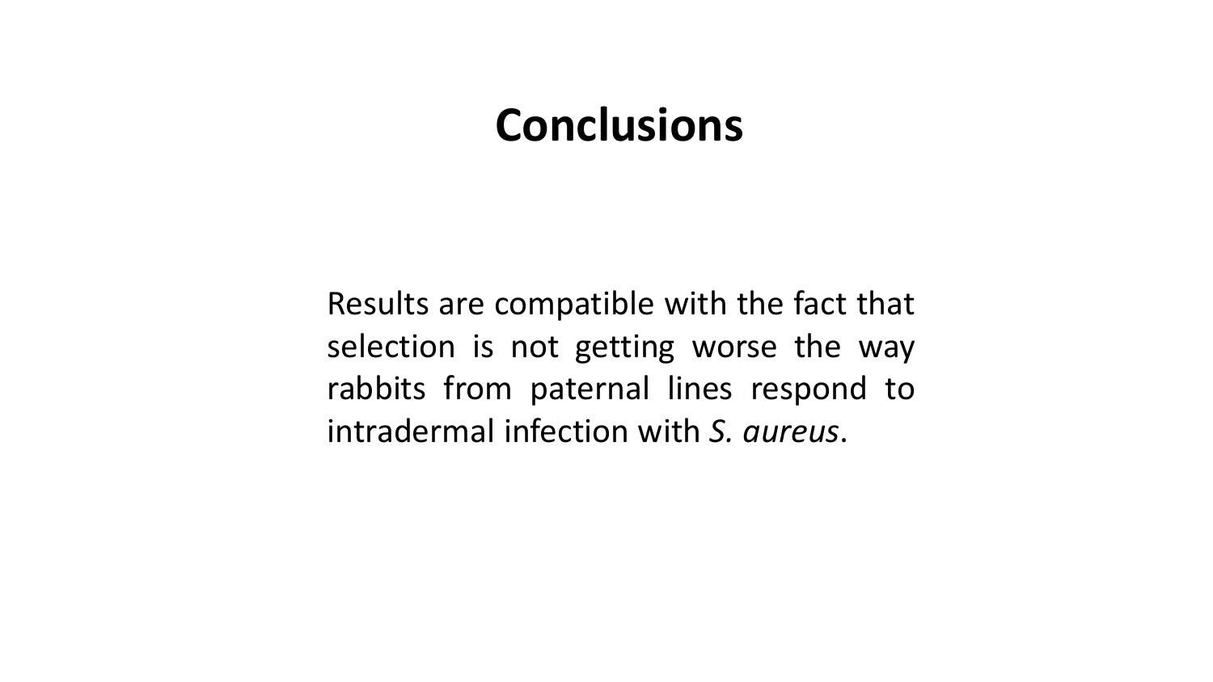# Conclusions

Results are compatible with the fact that selection is not getting worse the way rabbits from paternal lines respond to intradermal infection with *S. aureus*.